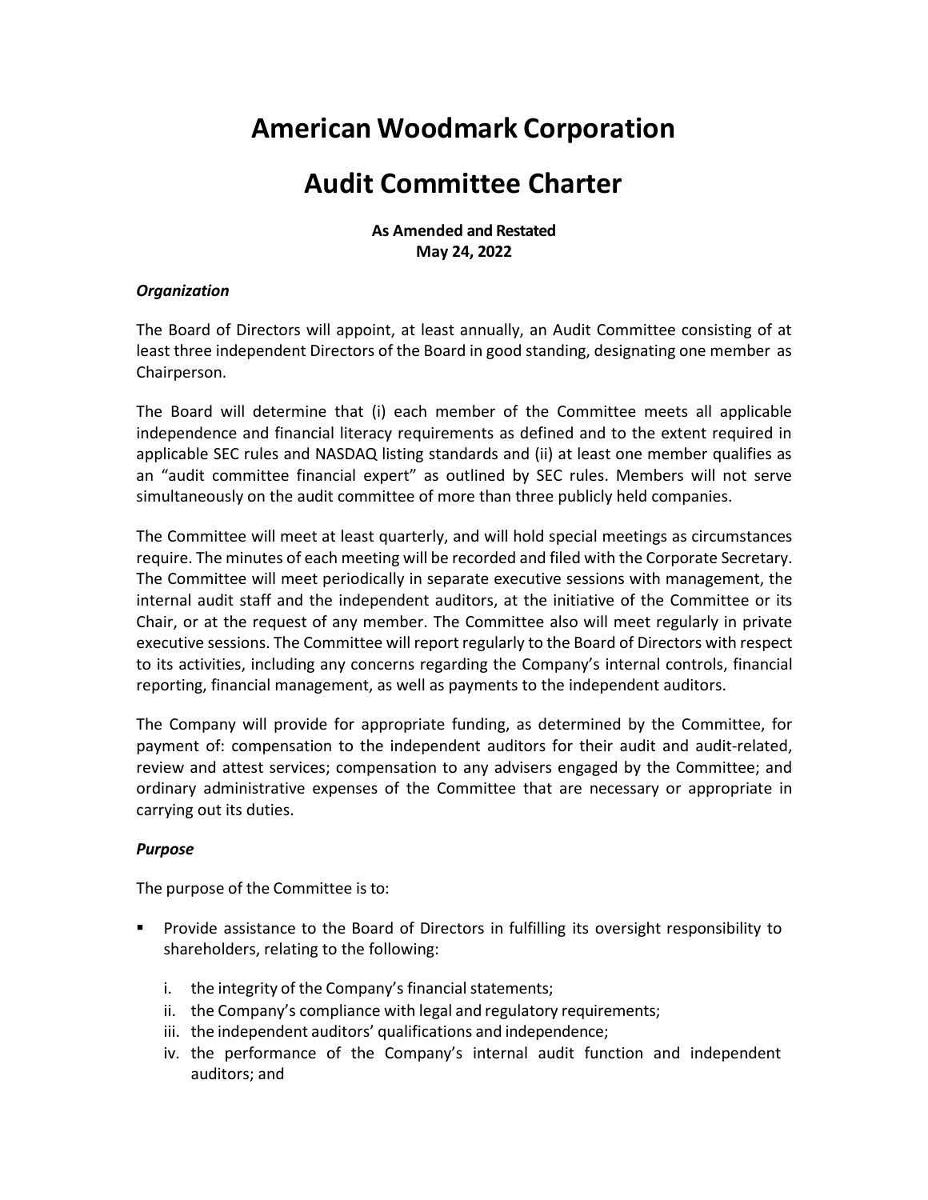# American Woodmark Corporation

# Audit Committee Charter

**As Amended and Restated**
**May 24, 2022**

***Organization***

The Board of Directors will appoint, at least annually, an Audit Committee consisting of at least three independent Directors of the Board in good standing, designating one member as Chairperson.

The Board will determine that (i) each member of the Committee meets all applicable independence and financial literacy requirements as defined and to the extent required in applicable SEC rules and NASDAQ listing standards and (ii) at least one member qualifies as an "audit committee financial expert" as outlined by SEC rules. Members will not serve simultaneously on the audit committee of more than three publicly held companies.

The Committee will meet at least quarterly, and will hold special meetings as circumstances require. The minutes of each meeting will be recorded and filed with the Corporate Secretary. The Committee will meet periodically in separate executive sessions with management, the internal audit staff and the independent auditors, at the initiative of the Committee or its Chair, or at the request of any member. The Committee also will meet regularly in private executive sessions. The Committee will report regularly to the Board of Directors with respect to its activities, including any concerns regarding the Company's internal controls, financial reporting, financial management, as well as payments to the independent auditors.

The Company will provide for appropriate funding, as determined by the Committee, for payment of: compensation to the independent auditors for their audit and audit-related, review and attest services; compensation to any advisers engaged by the Committee; and ordinary administrative expenses of the Committee that are necessary or appropriate in carrying out its duties.

***Purpose***

The purpose of the Committee is to:

- Provide assistance to the Board of Directors in fulfilling its oversight responsibility to shareholders, relating to the following:

    i. the integrity of the Company's financial statements;
    ii. the Company's compliance with legal and regulatory requirements;
    iii. the independent auditors' qualifications and independence;
    iv. the performance of the Company's internal audit function and independent auditors; and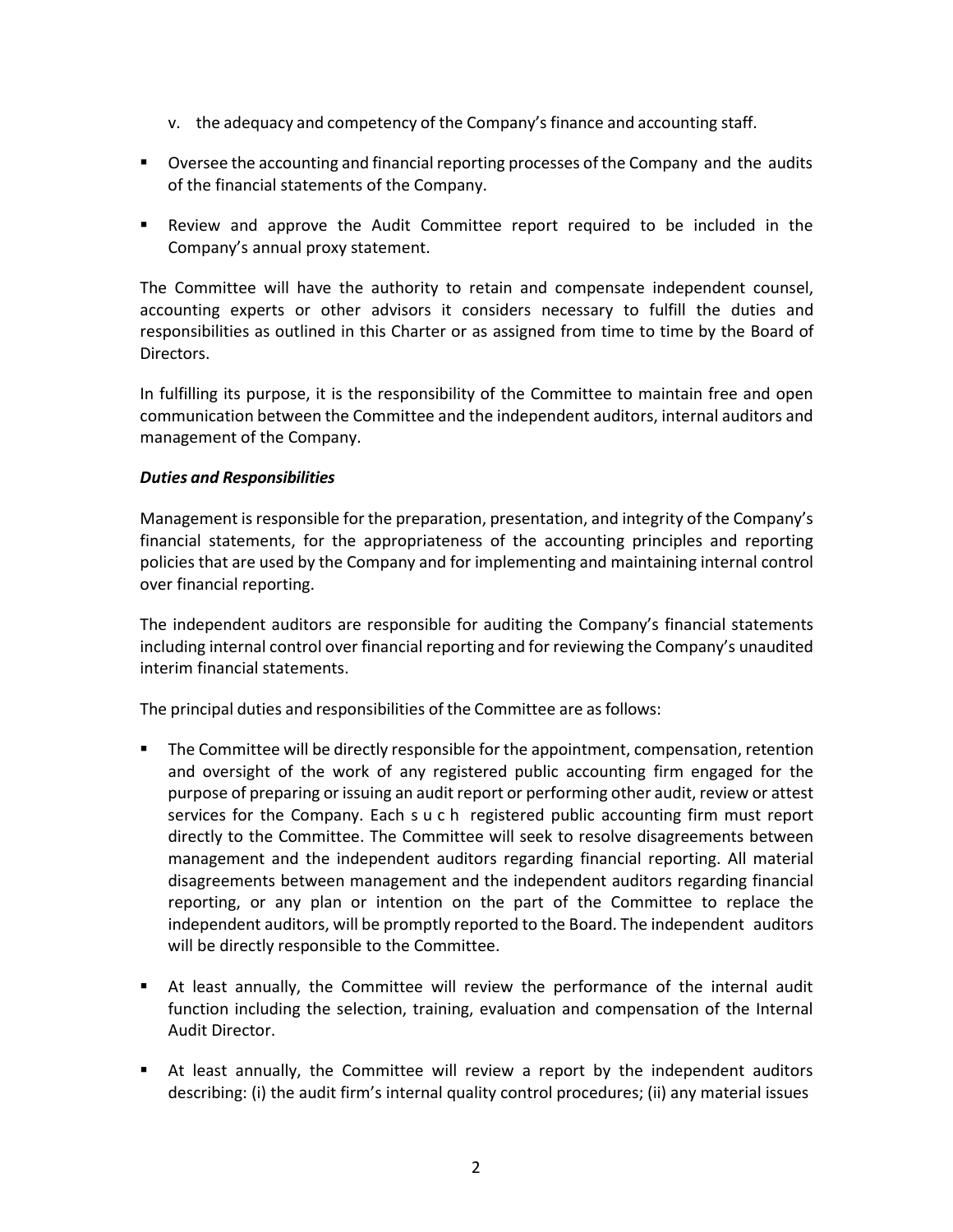v. the adequacy and competency of the Company's finance and accounting staff.

- Oversee the accounting and financial reporting processes of the Company and the audits of the financial statements of the Company.
- Review and approve the Audit Committee report required to be included in the Company's annual proxy statement.

The Committee will have the authority to retain and compensate independent counsel, accounting experts or other advisors it considers necessary to fulfill the duties and responsibilities as outlined in this Charter or as assigned from time to time by the Board of Directors.

In fulfilling its purpose, it is the responsibility of the Committee to maintain free and open communication between the Committee and the independent auditors, internal auditors and management of the Company.

***Duties and Responsibilities***

Management is responsible for the preparation, presentation, and integrity of the Company's financial statements, for the appropriateness of the accounting principles and reporting policies that are used by the Company and for implementing and maintaining internal control over financial reporting.

The independent auditors are responsible for auditing the Company's financial statements including internal control over financial reporting and for reviewing the Company's unaudited interim financial statements.

The principal duties and responsibilities of the Committee are as follows:

- The Committee will be directly responsible for the appointment, compensation, retention and oversight of the work of any registered public accounting firm engaged for the purpose of preparing or issuing an audit report or performing other audit, review or attest services for the Company. Each such registered public accounting firm must report directly to the Committee. The Committee will seek to resolve disagreements between management and the independent auditors regarding financial reporting. All material disagreements between management and the independent auditors regarding financial reporting, or any plan or intention on the part of the Committee to replace the independent auditors, will be promptly reported to the Board. The independent auditors will be directly responsible to the Committee.
- At least annually, the Committee will review the performance of the internal audit function including the selection, training, evaluation and compensation of the Internal Audit Director.
- At least annually, the Committee will review a report by the independent auditors describing: (i) the audit firm's internal quality control procedures; (ii) any material issues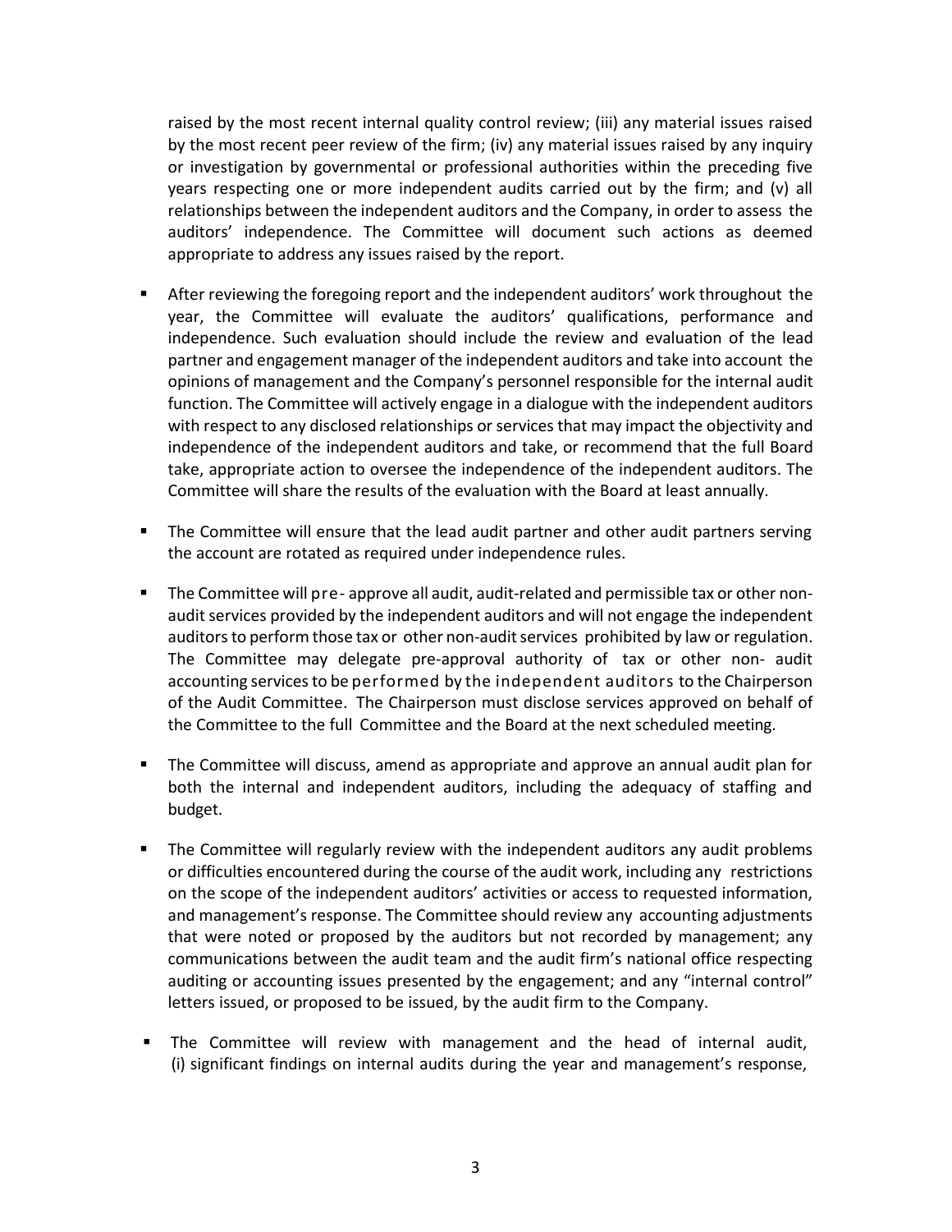raised by the most recent internal quality control review; (iii) any material issues raised by the most recent peer review of the firm; (iv) any material issues raised by any inquiry or investigation by governmental or professional authorities within the preceding five years respecting one or more independent audits carried out by the firm; and (v) all relationships between the independent auditors and the Company, in order to assess the auditors' independence. The Committee will document such actions as deemed appropriate to address any issues raised by the report.

- After reviewing the foregoing report and the independent auditors' work throughout the year, the Committee will evaluate the auditors' qualifications, performance and independence. Such evaluation should include the review and evaluation of the lead partner and engagement manager of the independent auditors and take into account the opinions of management and the Company's personnel responsible for the internal audit function. The Committee will actively engage in a dialogue with the independent auditors with respect to any disclosed relationships or services that may impact the objectivity and independence of the independent auditors and take, or recommend that the full Board take, appropriate action to oversee the independence of the independent auditors. The Committee will share the results of the evaluation with the Board at least annually.

- The Committee will ensure that the lead audit partner and other audit partners serving the account are rotated as required under independence rules.

- The Committee will pre- approve all audit, audit-related and permissible tax or other non-audit services provided by the independent auditors and will not engage the independent auditors to perform those tax or other non-audit services prohibited by law or regulation. The Committee may delegate pre-approval authority of tax or other non- audit accounting services to be performed by the independent auditors to the Chairperson of the Audit Committee. The Chairperson must disclose services approved on behalf of the Committee to the full Committee and the Board at the next scheduled meeting.

- The Committee will discuss, amend as appropriate and approve an annual audit plan for both the internal and independent auditors, including the adequacy of staffing and budget.

- The Committee will regularly review with the independent auditors any audit problems or difficulties encountered during the course of the audit work, including any restrictions on the scope of the independent auditors' activities or access to requested information, and management's response. The Committee should review any accounting adjustments that were noted or proposed by the auditors but not recorded by management; any communications between the audit team and the audit firm's national office respecting auditing or accounting issues presented by the engagement; and any "internal control" letters issued, or proposed to be issued, by the audit firm to the Company.

- The Committee will review with management and the head of internal audit, (i) significant findings on internal audits during the year and management's response,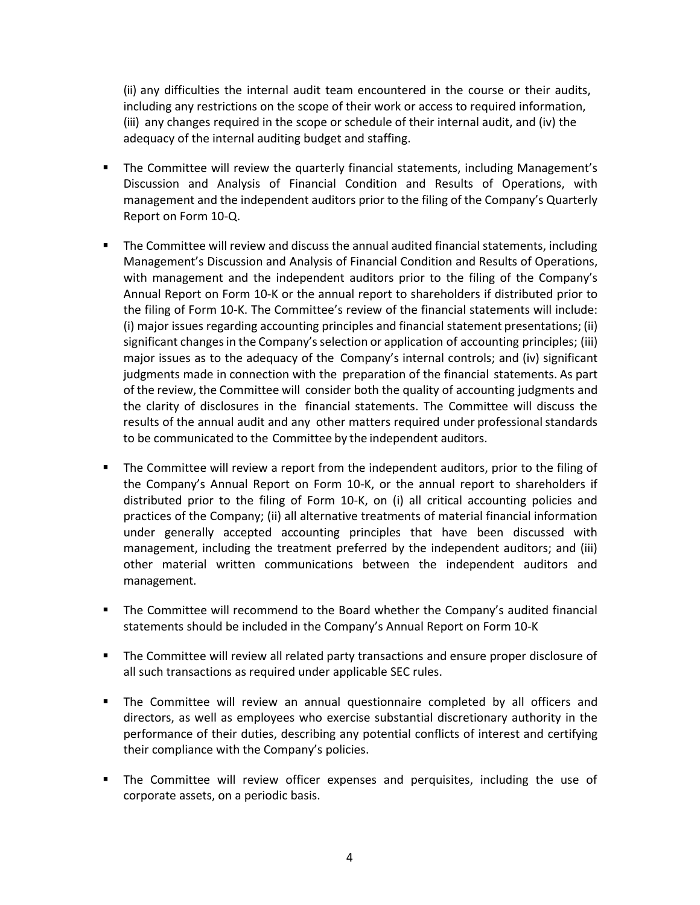(ii) any difficulties the internal audit team encountered in the course or their audits, including any restrictions on the scope of their work or access to required information, (iii) any changes required in the scope or schedule of their internal audit, and (iv) the adequacy of the internal auditing budget and staffing.

- The Committee will review the quarterly financial statements, including Management's Discussion and Analysis of Financial Condition and Results of Operations, with management and the independent auditors prior to the filing of the Company's Quarterly Report on Form 10-Q.

- The Committee will review and discuss the annual audited financial statements, including Management's Discussion and Analysis of Financial Condition and Results of Operations, with management and the independent auditors prior to the filing of the Company's Annual Report on Form 10-K or the annual report to shareholders if distributed prior to the filing of Form 10-K. The Committee's review of the financial statements will include: (i) major issues regarding accounting principles and financial statement presentations; (ii) significant changes in the Company's selection or application of accounting principles; (iii) major issues as to the adequacy of the Company's internal controls; and (iv) significant judgments made in connection with the preparation of the financial statements. As part of the review, the Committee will consider both the quality of accounting judgments and the clarity of disclosures in the financial statements. The Committee will discuss the results of the annual audit and any other matters required under professional standards to be communicated to the Committee by the independent auditors.

- The Committee will review a report from the independent auditors, prior to the filing of the Company's Annual Report on Form 10-K, or the annual report to shareholders if distributed prior to the filing of Form 10-K, on (i) all critical accounting policies and practices of the Company; (ii) all alternative treatments of material financial information under generally accepted accounting principles that have been discussed with management, including the treatment preferred by the independent auditors; and (iii) other material written communications between the independent auditors and management.

- The Committee will recommend to the Board whether the Company's audited financial statements should be included in the Company's Annual Report on Form 10-K

- The Committee will review all related party transactions and ensure proper disclosure of all such transactions as required under applicable SEC rules.

- The Committee will review an annual questionnaire completed by all officers and directors, as well as employees who exercise substantial discretionary authority in the performance of their duties, describing any potential conflicts of interest and certifying their compliance with the Company's policies.

- The Committee will review officer expenses and perquisites, including the use of corporate assets, on a periodic basis.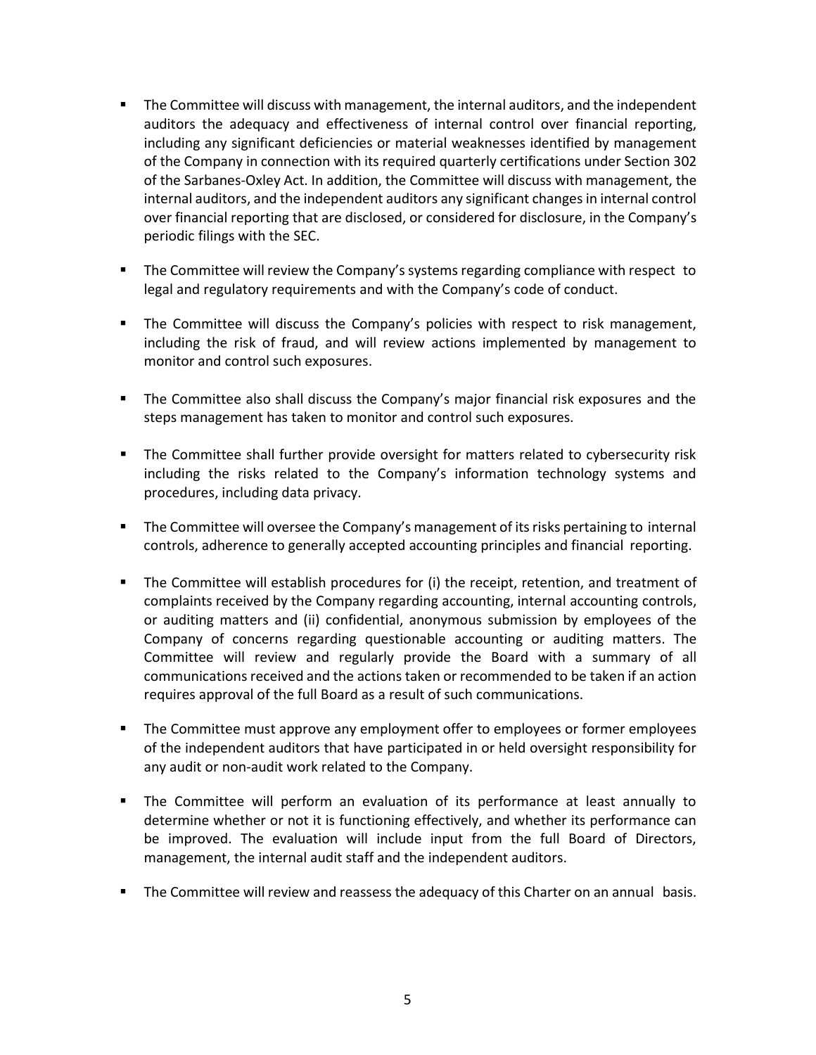- The Committee will discuss with management, the internal auditors, and the independent auditors the adequacy and effectiveness of internal control over financial reporting, including any significant deficiencies or material weaknesses identified by management of the Company in connection with its required quarterly certifications under Section 302 of the Sarbanes-Oxley Act. In addition, the Committee will discuss with management, the internal auditors, and the independent auditors any significant changes in internal control over financial reporting that are disclosed, or considered for disclosure, in the Company's periodic filings with the SEC.

- The Committee will review the Company's systems regarding compliance with respect to legal and regulatory requirements and with the Company's code of conduct.

- The Committee will discuss the Company's policies with respect to risk management, including the risk of fraud, and will review actions implemented by management to monitor and control such exposures.

- The Committee also shall discuss the Company's major financial risk exposures and the steps management has taken to monitor and control such exposures.

- The Committee shall further provide oversight for matters related to cybersecurity risk including the risks related to the Company's information technology systems and procedures, including data privacy.

- The Committee will oversee the Company's management of its risks pertaining to internal controls, adherence to generally accepted accounting principles and financial reporting.

- The Committee will establish procedures for (i) the receipt, retention, and treatment of complaints received by the Company regarding accounting, internal accounting controls, or auditing matters and (ii) confidential, anonymous submission by employees of the Company of concerns regarding questionable accounting or auditing matters. The Committee will review and regularly provide the Board with a summary of all communications received and the actions taken or recommended to be taken if an action requires approval of the full Board as a result of such communications.

- The Committee must approve any employment offer to employees or former employees of the independent auditors that have participated in or held oversight responsibility for any audit or non-audit work related to the Company.

- The Committee will perform an evaluation of its performance at least annually to determine whether or not it is functioning effectively, and whether its performance can be improved. The evaluation will include input from the full Board of Directors, management, the internal audit staff and the independent auditors.

- The Committee will review and reassess the adequacy of this Charter on an annual basis.